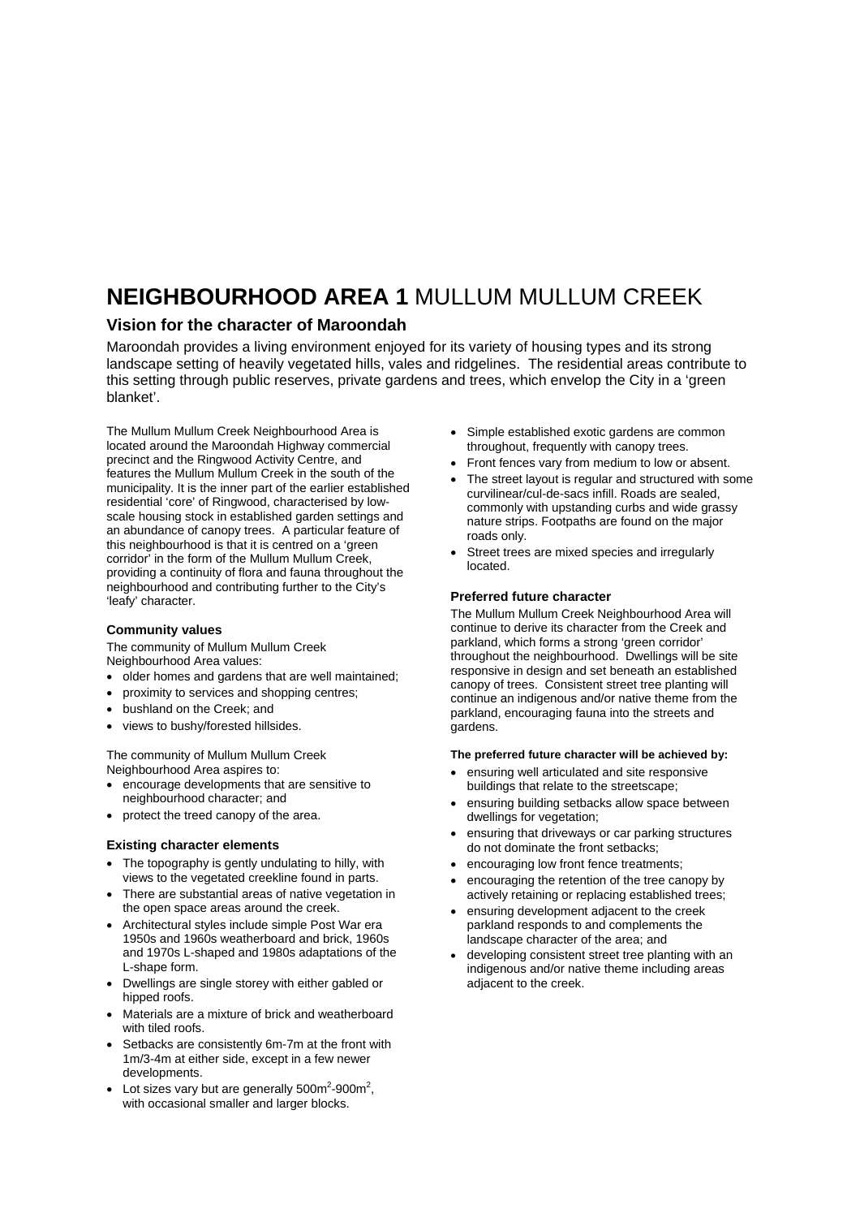# **NEIGHBOURHOOD AREA 1** MULLUM MULLUM CREEK

## Vision for the character of Maroondah

Maroondah provides a living environment enjoyed for its variety of housing types and its strong landscape setting of heavily vegetated hills, vales and ridgelines. The residential areas contribute to this setting through public reserves, private gardens and trees, which envelop the City in a 'green blanket'.

The Mullum Mullum Creek Neighbourhood Area is located around the Maroondah Highway commercial precinct and the Ringwood Activity Centre, and features the Mullum Mullum Creek in the south of the municipality. It is the inner part of the earlier established residential 'core' of Ringwood, characterised by low-scale housing stock in established garden settings and an abundance of canopy trees. A particular feature of this neighbourhood is that it is centred on a 'green corridor' in the form of the Mullum Mullum Creek, providing a continuity of flora and fauna throughout the neighbourhood and contributing further to the City's 'leafy' character.

### Community values

The community of Mullum Mullum Creek Neighbourhood Area values:

- older homes and gardens that are well maintained;
- proximity to services and shopping centres;
- bushland on the Creek; and
- views to bushy/forested hillsides.

The community of Mullum Mullum Creek Neighbourhood Area aspires to:

- encourage developments that are sensitive to neighbourhood character; and
- protect the treed canopy of the area.

### Existing character elements

- The topography is gently undulating to hilly, with views to the vegetated creekline found in parts.
- There are substantial areas of native vegetation in the open space areas around the creek.
- Architectural styles include simple Post War era 1950s and 1960s weatherboard and brick, 1960s and 1970s L-shaped and 1980s adaptations of the L-shape form.
- Dwellings are single storey with either gabled or hipped roofs.
- Materials are a mixture of brick and weatherboard with tiled roofs.
- Setbacks are consistently 6m-7m at the front with 1m/3-4m at either side, except in a few newer developments.
- Lot sizes vary but are generally 500m$^2$-900m$^2$, with occasional smaller and larger blocks.
- Simple established exotic gardens are common throughout, frequently with canopy trees.
- Front fences vary from medium to low or absent.
- The street layout is regular and structured with some curvilinear/cul-de-sacs infill. Roads are sealed, commonly with upstanding curbs and wide grassy nature strips. Footpaths are found on the major roads only.
- Street trees are mixed species and irregularly located.

### Preferred future character

The Mullum Mullum Creek Neighbourhood Area will continue to derive its character from the Creek and parkland, which forms a strong 'green corridor' throughout the neighbourhood. Dwellings will be site responsive in design and set beneath an established canopy of trees. Consistent street tree planting will continue an indigenous and/or native theme from the parkland, encouraging fauna into the streets and gardens.

**The preferred future character will be achieved by:**

- ensuring well articulated and site responsive buildings that relate to the streetscape;
- ensuring building setbacks allow space between dwellings for vegetation;
- ensuring that driveways or car parking structures do not dominate the front setbacks;
- encouraging low front fence treatments;
- encouraging the retention of the tree canopy by actively retaining or replacing established trees;
- ensuring development adjacent to the creek parkland responds to and complements the landscape character of the area; and
- developing consistent street tree planting with an indigenous and/or native theme including areas adjacent to the creek.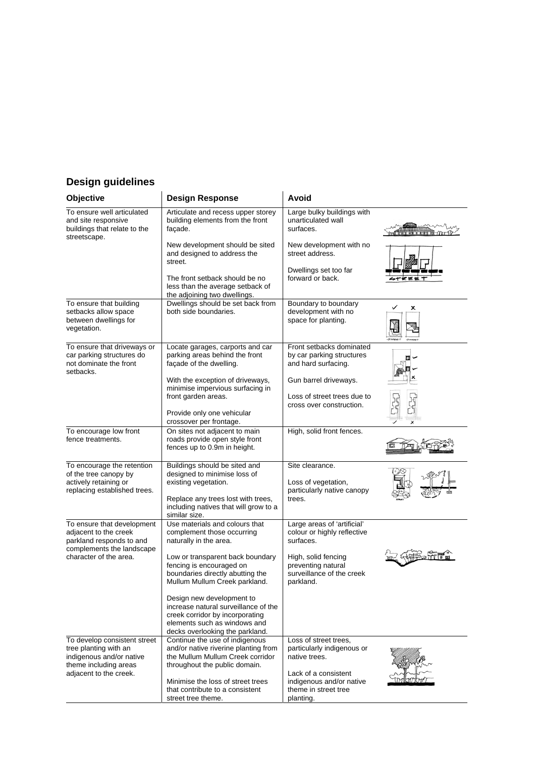## Design guidelines

| Objective | Design Response | Avoid |
|---|---|---|
| To ensure well articulated and site responsive buildings that relate to the streetscape. | Articulate and recess upper storey building elements from the front façade.<br><br>New development should be sited and designed to address the street.<br><br>The front setback should be no less than the average setback of the adjoining two dwellings. | Large bulky buildings with unarticulated wall surfaces.<br><br>New development with no street address.<br><br>Dwellings set too far forward or back. |
| To ensure that building setbacks allow space between dwellings for vegetation. | Dwellings should be set back from both side boundaries. | Boundary to boundary development with no space for planting. |
| To ensure that driveways or car parking structures do not dominate the front setbacks. | Locate garages, carports and car parking areas behind the front façade of the dwelling.<br><br>With the exception of driveways, minimise impervious surfacing in front garden areas.<br><br>Provide only one vehicular crossover per frontage. | Front setbacks dominated by car parking structures and hard surfacing.<br><br>Gun barrel driveways.<br><br>Loss of street trees due to cross over construction. |
| To encourage low front fence treatments. | On sites not adjacent to main roads provide open style front fences up to 0.9m in height. | High, solid front fences. |
| To encourage the retention of the tree canopy by actively retaining or replacing established trees. | Buildings should be sited and designed to minimise loss of existing vegetation.<br><br>Replace any trees lost with trees, including natives that will grow to a similar size. | Site clearance.<br><br>Loss of vegetation, particularly native canopy trees. |
| To ensure that development adjacent to the creek parkland responds to and complements the landscape character of the area. | Use materials and colours that complement those occurring naturally in the area.<br><br>Low or transparent back boundary fencing is encouraged on boundaries directly abutting the Mullum Mullum Creek parkland.<br><br>Design new development to increase natural surveillance of the creek corridor by incorporating elements such as windows and decks overlooking the parkland. | Large areas of 'artificial' colour or highly reflective surfaces.<br><br>High, solid fencing preventing natural surveillance of the creek parkland. |
| To develop consistent street tree planting with an indigenous and/or native theme including areas adjacent to the creek. | Continue the use of indigenous and/or native riverine planting from the Mullum Mullum Creek corridor throughout the public domain.<br><br>Minimise the loss of street trees that contribute to a consistent street tree theme. | Loss of street trees, particularly indigenous or native trees.<br><br>Lack of a consistent indigenous and/or native theme in street tree planting. |